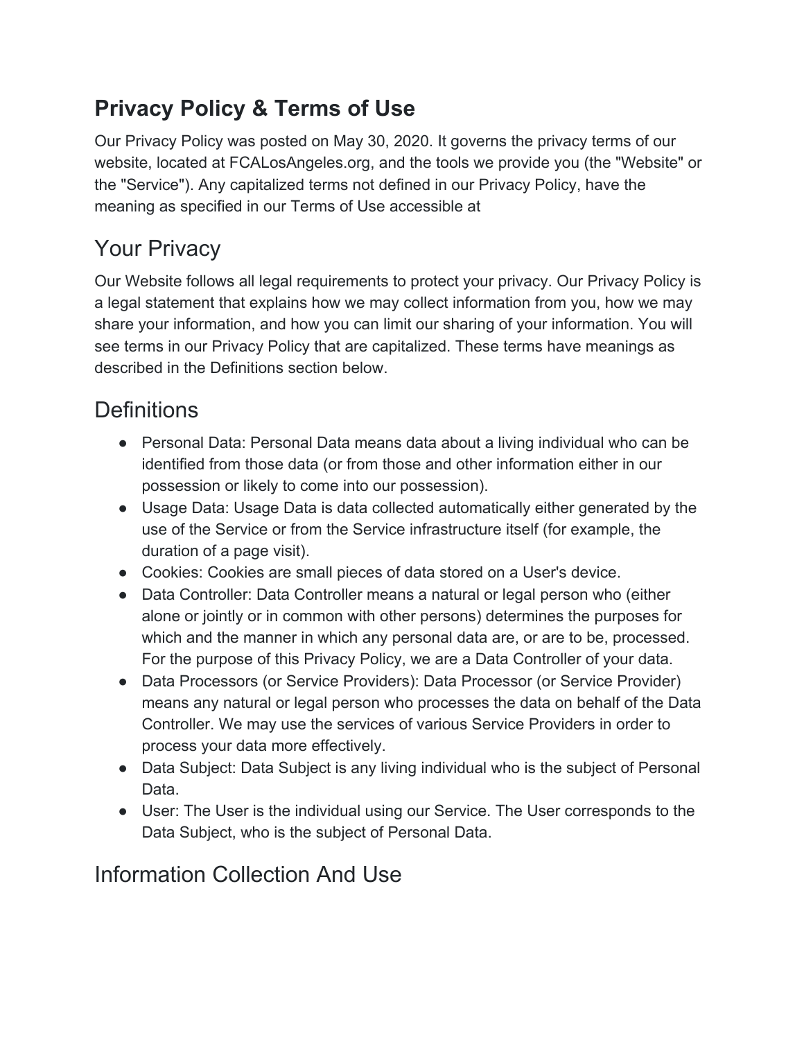# Privacy Policy & Terms of Use

Our Privacy Policy was posted on May 30, 2020. It governs the privacy terms of our website, located at FCALosAngeles.org, and the tools we provide you (the "Website" or the "Service"). Any capitalized terms not defined in our Privacy Policy, have the meaning as specified in our Terms of Use accessible at

## Your Privacy

Our Website follows all legal requirements to protect your privacy. Our Privacy Policy is a legal statement that explains how we may collect information from you, how we may share your information, and how you can limit our sharing of your information. You will see terms in our Privacy Policy that are capitalized. These terms have meanings as described in the Definitions section below.

## Definitions

- Personal Data: Personal Data means data about a living individual who can be identified from those data (or from those and other information either in our possession or likely to come into our possession).
- Usage Data: Usage Data is data collected automatically either generated by the use of the Service or from the Service infrastructure itself (for example, the duration of a page visit).
- Cookies: Cookies are small pieces of data stored on a User's device.
- Data Controller: Data Controller means a natural or legal person who (either alone or jointly or in common with other persons) determines the purposes for which and the manner in which any personal data are, or are to be, processed. For the purpose of this Privacy Policy, we are a Data Controller of your data.
- Data Processors (or Service Providers): Data Processor (or Service Provider) means any natural or legal person who processes the data on behalf of the Data Controller. We may use the services of various Service Providers in order to process your data more effectively.
- Data Subject: Data Subject is any living individual who is the subject of Personal Data.
- User: The User is the individual using our Service. The User corresponds to the Data Subject, who is the subject of Personal Data.

## Information Collection And Use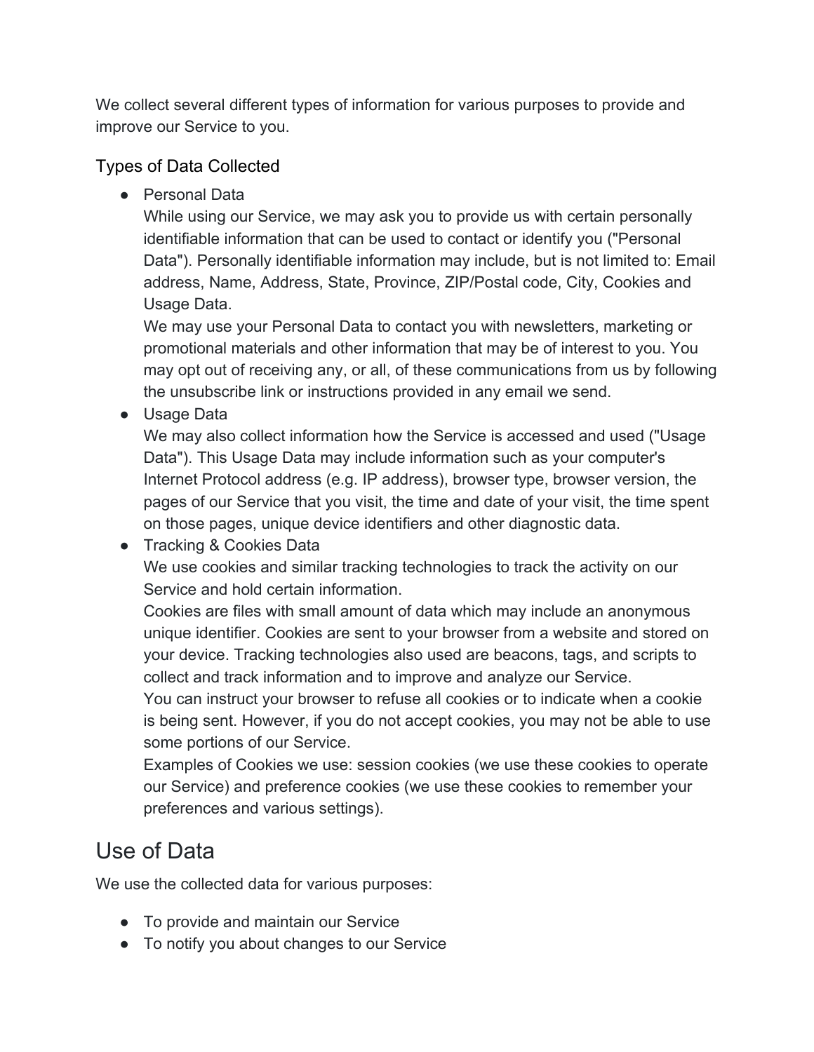We collect several different types of information for various purposes to provide and improve our Service to you.

### Types of Data Collected

- Personal Data
  While using our Service, we may ask you to provide us with certain personally identifiable information that can be used to contact or identify you ("Personal Data"). Personally identifiable information may include, but is not limited to: Email address, Name, Address, State, Province, ZIP/Postal code, City, Cookies and Usage Data.
  We may use your Personal Data to contact you with newsletters, marketing or promotional materials and other information that may be of interest to you. You may opt out of receiving any, or all, of these communications from us by following the unsubscribe link or instructions provided in any email we send.
- Usage Data
  We may also collect information how the Service is accessed and used ("Usage Data"). This Usage Data may include information such as your computer's Internet Protocol address (e.g. IP address), browser type, browser version, the pages of our Service that you visit, the time and date of your visit, the time spent on those pages, unique device identifiers and other diagnostic data.
- Tracking & Cookies Data
  We use cookies and similar tracking technologies to track the activity on our Service and hold certain information.
  Cookies are files with small amount of data which may include an anonymous unique identifier. Cookies are sent to your browser from a website and stored on your device. Tracking technologies also used are beacons, tags, and scripts to collect and track information and to improve and analyze our Service.
  You can instruct your browser to refuse all cookies or to indicate when a cookie is being sent. However, if you do not accept cookies, you may not be able to use some portions of our Service.
  Examples of Cookies we use: session cookies (we use these cookies to operate our Service) and preference cookies (we use these cookies to remember your preferences and various settings).

## Use of Data

We use the collected data for various purposes:

- To provide and maintain our Service
- To notify you about changes to our Service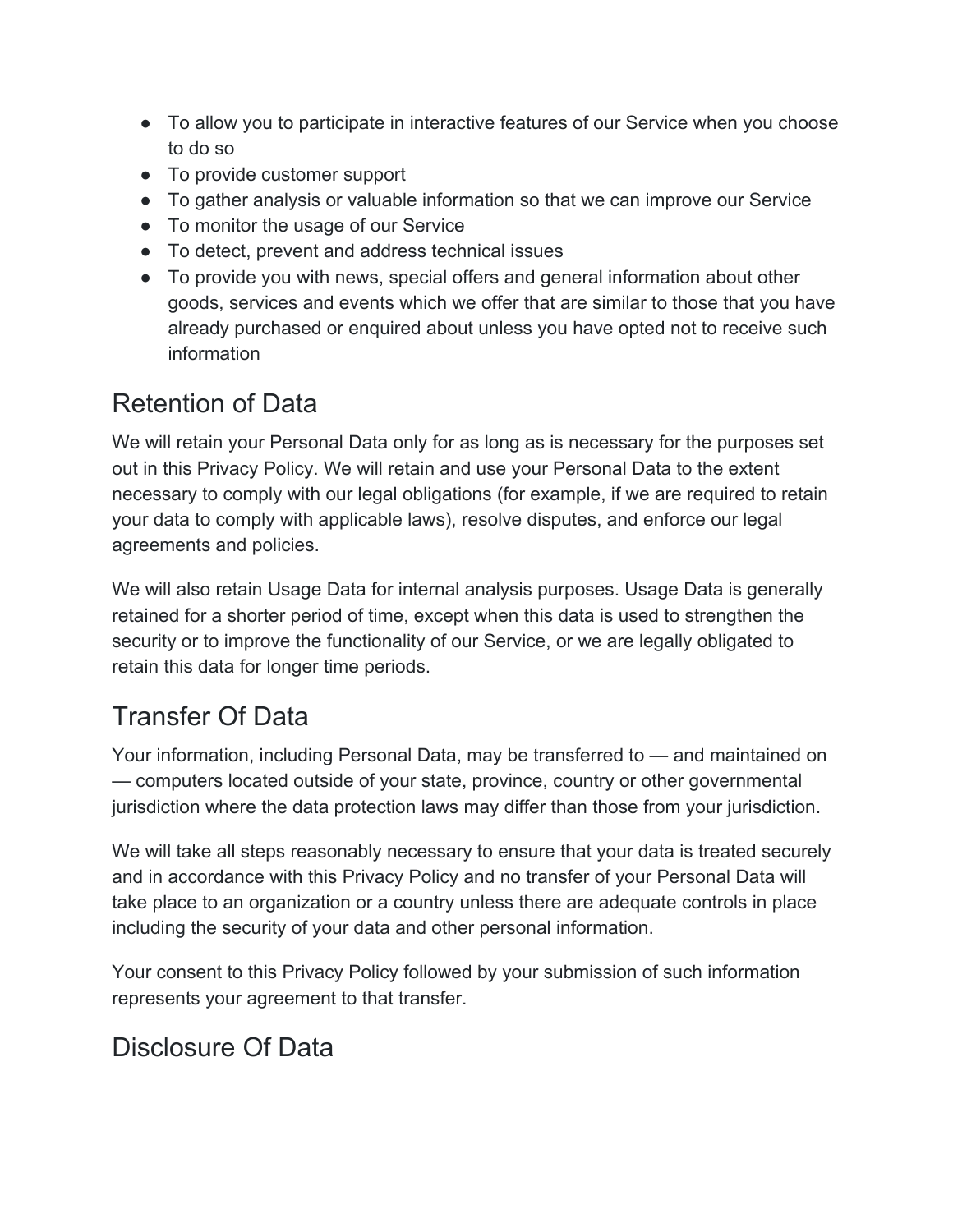- To allow you to participate in interactive features of our Service when you choose to do so
- To provide customer support
- To gather analysis or valuable information so that we can improve our Service
- To monitor the usage of our Service
- To detect, prevent and address technical issues
- To provide you with news, special offers and general information about other goods, services and events which we offer that are similar to those that you have already purchased or enquired about unless you have opted not to receive such information

## Retention of Data

We will retain your Personal Data only for as long as is necessary for the purposes set out in this Privacy Policy. We will retain and use your Personal Data to the extent necessary to comply with our legal obligations (for example, if we are required to retain your data to comply with applicable laws), resolve disputes, and enforce our legal agreements and policies.

We will also retain Usage Data for internal analysis purposes. Usage Data is generally retained for a shorter period of time, except when this data is used to strengthen the security or to improve the functionality of our Service, or we are legally obligated to retain this data for longer time periods.

## Transfer Of Data

Your information, including Personal Data, may be transferred to — and maintained on — computers located outside of your state, province, country or other governmental jurisdiction where the data protection laws may differ than those from your jurisdiction.

We will take all steps reasonably necessary to ensure that your data is treated securely and in accordance with this Privacy Policy and no transfer of your Personal Data will take place to an organization or a country unless there are adequate controls in place including the security of your data and other personal information.

Your consent to this Privacy Policy followed by your submission of such information represents your agreement to that transfer.

## Disclosure Of Data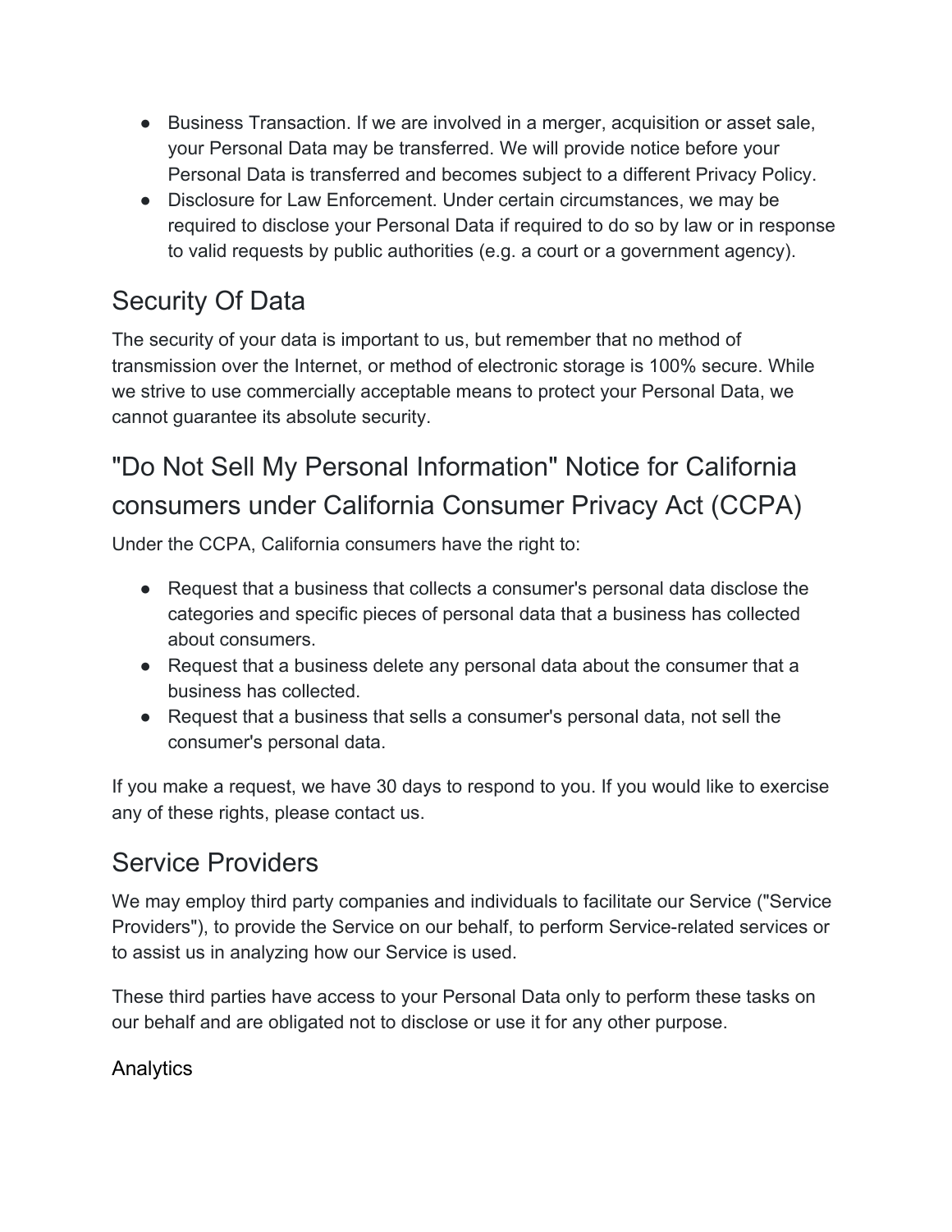- Business Transaction. If we are involved in a merger, acquisition or asset sale, your Personal Data may be transferred. We will provide notice before your Personal Data is transferred and becomes subject to a different Privacy Policy.
- Disclosure for Law Enforcement. Under certain circumstances, we may be required to disclose your Personal Data if required to do so by law or in response to valid requests by public authorities (e.g. a court or a government agency).

## Security Of Data

The security of your data is important to us, but remember that no method of transmission over the Internet, or method of electronic storage is 100% secure. While we strive to use commercially acceptable means to protect your Personal Data, we cannot guarantee its absolute security.

## "Do Not Sell My Personal Information" Notice for California consumers under California Consumer Privacy Act (CCPA)

Under the CCPA, California consumers have the right to:

- Request that a business that collects a consumer's personal data disclose the categories and specific pieces of personal data that a business has collected about consumers.
- Request that a business delete any personal data about the consumer that a business has collected.
- Request that a business that sells a consumer's personal data, not sell the consumer's personal data.

If you make a request, we have 30 days to respond to you. If you would like to exercise any of these rights, please contact us.

## Service Providers

We may employ third party companies and individuals to facilitate our Service ("Service Providers"), to provide the Service on our behalf, to perform Service-related services or to assist us in analyzing how our Service is used.

These third parties have access to your Personal Data only to perform these tasks on our behalf and are obligated not to disclose or use it for any other purpose.

### Analytics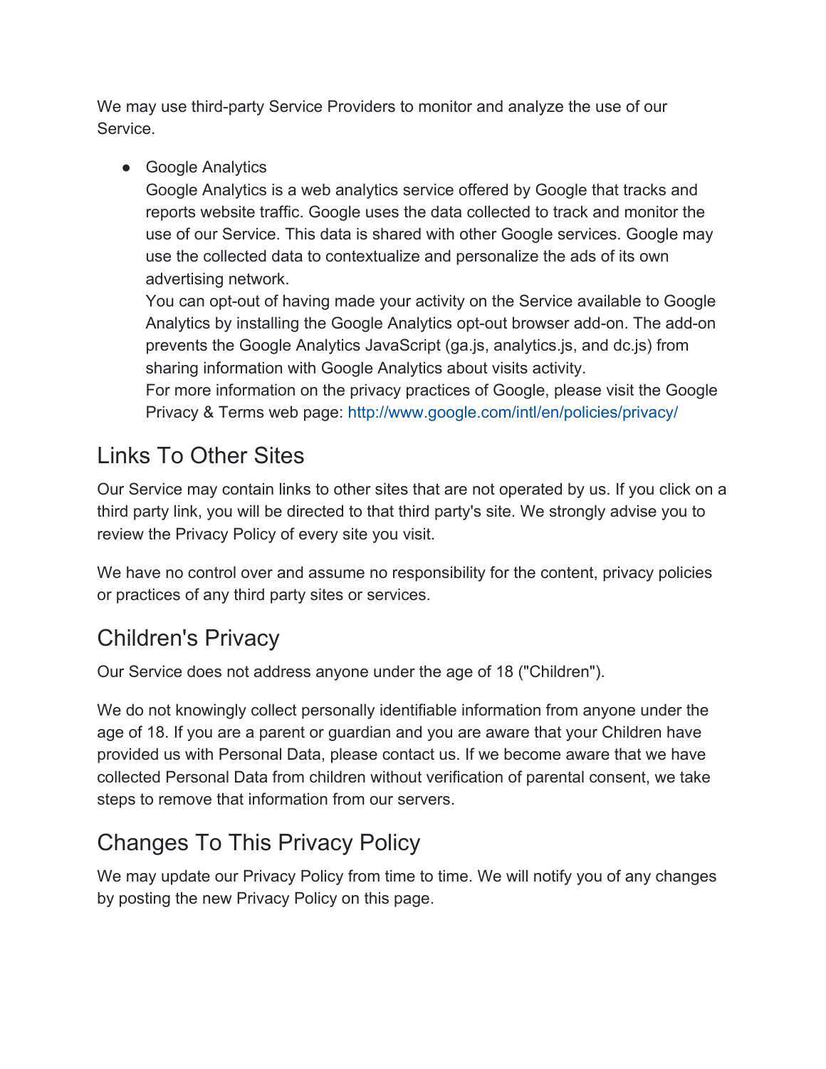We may use third-party Service Providers to monitor and analyze the use of our Service.

- Google Analytics
  Google Analytics is a web analytics service offered by Google that tracks and reports website traffic. Google uses the data collected to track and monitor the use of our Service. This data is shared with other Google services. Google may use the collected data to contextualize and personalize the ads of its own advertising network.
  You can opt-out of having made your activity on the Service available to Google Analytics by installing the Google Analytics opt-out browser add-on. The add-on prevents the Google Analytics JavaScript (ga.js, analytics.js, and dc.js) from sharing information with Google Analytics about visits activity.
  For more information on the privacy practices of Google, please visit the Google Privacy & Terms web page: http://www.google.com/intl/en/policies/privacy/

## Links To Other Sites

Our Service may contain links to other sites that are not operated by us. If you click on a third party link, you will be directed to that third party's site. We strongly advise you to review the Privacy Policy of every site you visit.

We have no control over and assume no responsibility for the content, privacy policies or practices of any third party sites or services.

## Children's Privacy

Our Service does not address anyone under the age of 18 ("Children").

We do not knowingly collect personally identifiable information from anyone under the age of 18. If you are a parent or guardian and you are aware that your Children have provided us with Personal Data, please contact us. If we become aware that we have collected Personal Data from children without verification of parental consent, we take steps to remove that information from our servers.

## Changes To This Privacy Policy

We may update our Privacy Policy from time to time. We will notify you of any changes by posting the new Privacy Policy on this page.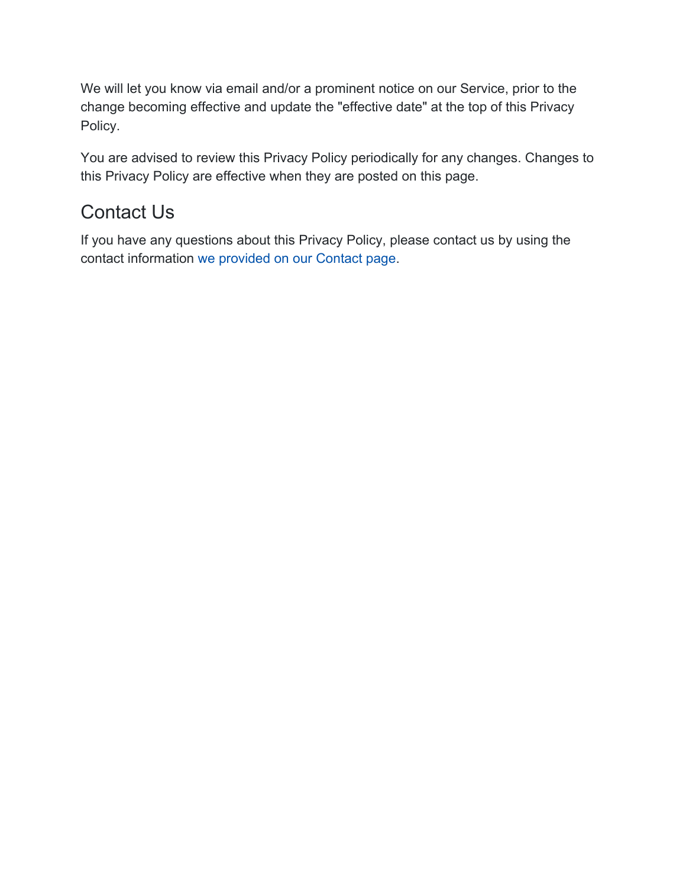We will let you know via email and/or a prominent notice on our Service, prior to the change becoming effective and update the "effective date" at the top of this Privacy Policy.

You are advised to review this Privacy Policy periodically for any changes. Changes to this Privacy Policy are effective when they are posted on this page.

## Contact Us

If you have any questions about this Privacy Policy, please contact us by using the contact information we provided on our Contact page.